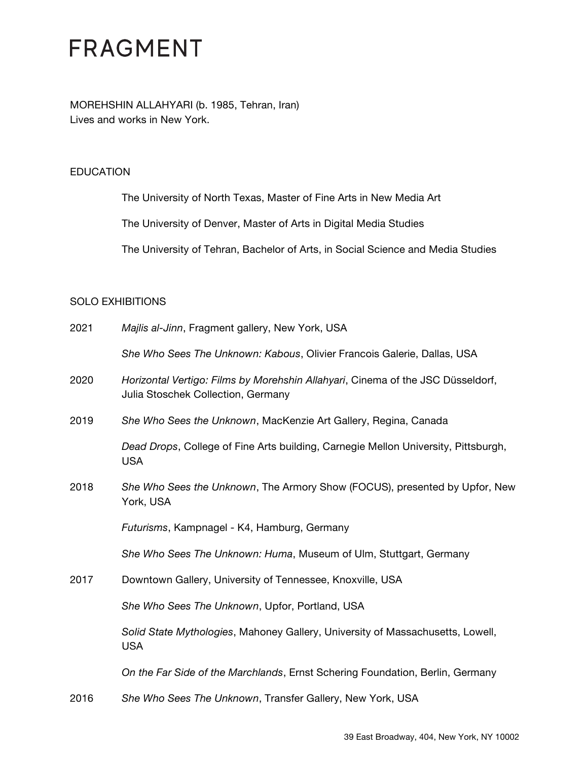# FRAGMENT

MOREHSHIN ALLAHYARI (b. 1985, Tehran, Iran)
Lives and works in New York.

## EDUCATION

The University of North Texas, Master of Fine Arts in New Media Art

The University of Denver, Master of Arts in Digital Media Studies

The University of Tehran, Bachelor of Arts, in Social Science and Media Studies

## SOLO EXHIBITIONS

2021 *Majlis al-Jinn*, Fragment gallery, New York, USA

*She Who Sees The Unknown: Kabous*, Olivier Francois Galerie, Dallas, USA

2020 *Horizontal Vertigo: Films by Morehshin Allahyari*, Cinema of the JSC Düsseldorf, Julia Stoschek Collection, Germany

2019 *She Who Sees the Unknown*, MacKenzie Art Gallery, Regina, Canada

*Dead Drops*, College of Fine Arts building, Carnegie Mellon University, Pittsburgh, USA

2018 *She Who Sees the Unknown*, The Armory Show (FOCUS), presented by Upfor, New York, USA

*Futurisms*, Kampnagel - K4, Hamburg, Germany

*She Who Sees The Unknown: Huma*, Museum of Ulm, Stuttgart, Germany

2017 Downtown Gallery, University of Tennessee, Knoxville, USA

*She Who Sees The Unknown*, Upfor, Portland, USA

*Solid State Mythologies*, Mahoney Gallery, University of Massachusetts, Lowell, USA

*On the Far Side of the Marchlands*, Ernst Schering Foundation, Berlin, Germany

2016 *She Who Sees The Unknown*, Transfer Gallery, New York, USA

39 East Broadway, 404, New York, NY 10002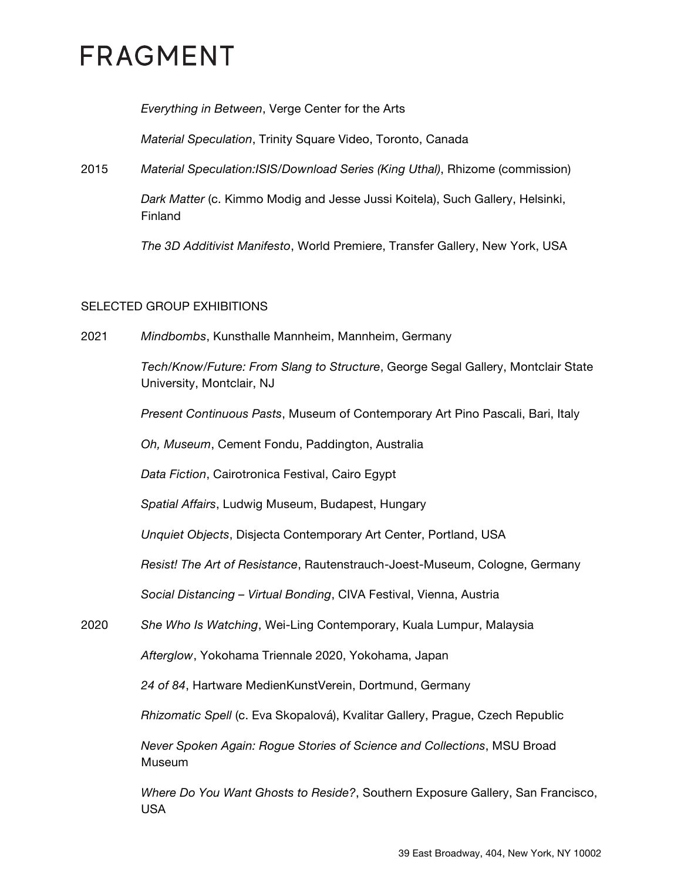*Everything in Between*, Verge Center for the Arts

*Material Speculation*, Trinity Square Video, Toronto, Canada

2015 *Material Speculation:ISIS/Download Series (King Uthal)*, Rhizome (commission)

*Dark Matter* (c. Kimmo Modig and Jesse Jussi Koitela), Such Gallery, Helsinki, Finland

*The 3D Additivist Manifesto*, World Premiere, Transfer Gallery, New York, USA

## SELECTED GROUP EXHIBITIONS

2021 *Mindbombs*, Kunsthalle Mannheim, Mannheim, Germany

*Tech/Know/Future: From Slang to Structure*, George Segal Gallery, Montclair State University, Montclair, NJ

*Present Continuous Pasts*, Museum of Contemporary Art Pino Pascali, Bari, Italy

*Oh, Museum*, Cement Fondu, Paddington, Australia

*Data Fiction*, Cairotronica Festival, Cairo Egypt

*Spatial Affairs*, Ludwig Museum, Budapest, Hungary

*Unquiet Objects*, Disjecta Contemporary Art Center, Portland, USA

*Resist! The Art of Resistance*, Rautenstrauch-Joest-Museum, Cologne, Germany

*Social Distancing – Virtual Bonding*, CIVA Festival, Vienna, Austria

2020 *She Who Is Watching*, Wei-Ling Contemporary, Kuala Lumpur, Malaysia

*Afterglow*, Yokohama Triennale 2020, Yokohama, Japan

*24 of 84*, Hartware MedienKunstVerein, Dortmund, Germany

*Rhizomatic Spell* (c. Eva Skopalová), Kvalitar Gallery, Prague, Czech Republic

*Never Spoken Again: Rogue Stories of Science and Collections*, MSU Broad Museum

*Where Do You Want Ghosts to Reside?*, Southern Exposure Gallery, San Francisco, USA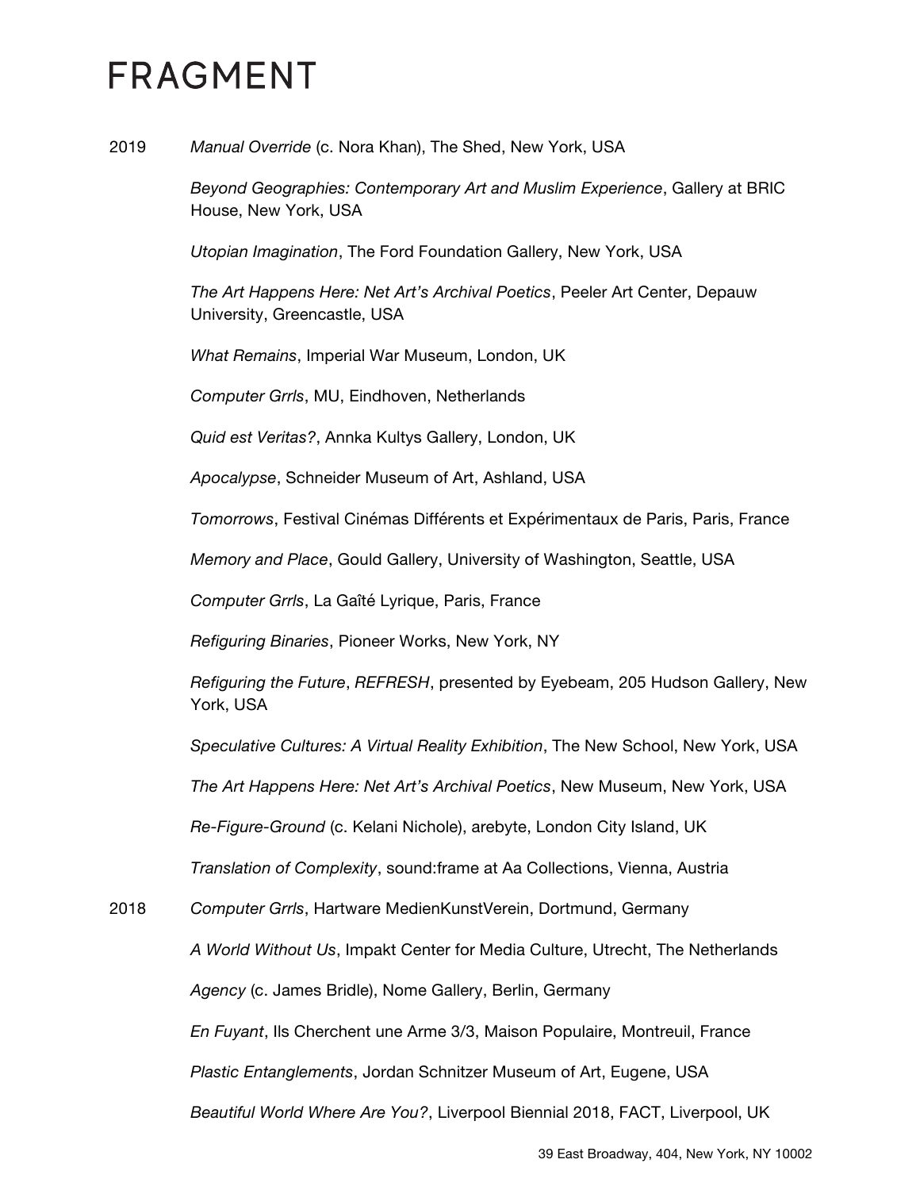# FRAGMENT

2019 *Manual Override* (c. Nora Khan), The Shed, New York, USA

*Beyond Geographies: Contemporary Art and Muslim Experience*, Gallery at BRIC House, New York, USA

*Utopian Imagination*, The Ford Foundation Gallery, New York, USA

*The Art Happens Here: Net Art's Archival Poetics*, Peeler Art Center, Depauw University, Greencastle, USA

*What Remains*, Imperial War Museum, London, UK

*Computer Grrls*, MU, Eindhoven, Netherlands

*Quid est Veritas?*, Annka Kultys Gallery, London, UK

*Apocalypse*, Schneider Museum of Art, Ashland, USA

*Tomorrows*, Festival Cinémas Différents et Expérimentaux de Paris, Paris, France

*Memory and Place*, Gould Gallery, University of Washington, Seattle, USA

*Computer Grrls*, La Gaîté Lyrique, Paris, France

*Refiguring Binaries*, Pioneer Works, New York, NY

*Refiguring the Future*, *REFRESH*, presented by Eyebeam, 205 Hudson Gallery, New York, USA

*Speculative Cultures: A Virtual Reality Exhibition*, The New School, New York, USA

*The Art Happens Here: Net Art's Archival Poetics*, New Museum, New York, USA

*Re-Figure-Ground* (c. Kelani Nichole), arebyte, London City Island, UK

*Translation of Complexity*, sound:frame at Aa Collections, Vienna, Austria

2018 *Computer Grrls*, Hartware MedienKunstVerein, Dortmund, Germany

*A World Without Us*, Impakt Center for Media Culture, Utrecht, The Netherlands

*Agency* (c. James Bridle), Nome Gallery, Berlin, Germany

*En Fuyant*, Ils Cherchent une Arme 3/3, Maison Populaire, Montreuil, France

*Plastic Entanglements*, Jordan Schnitzer Museum of Art, Eugene, USA

*Beautiful World Where Are You?*, Liverpool Biennial 2018, FACT, Liverpool, UK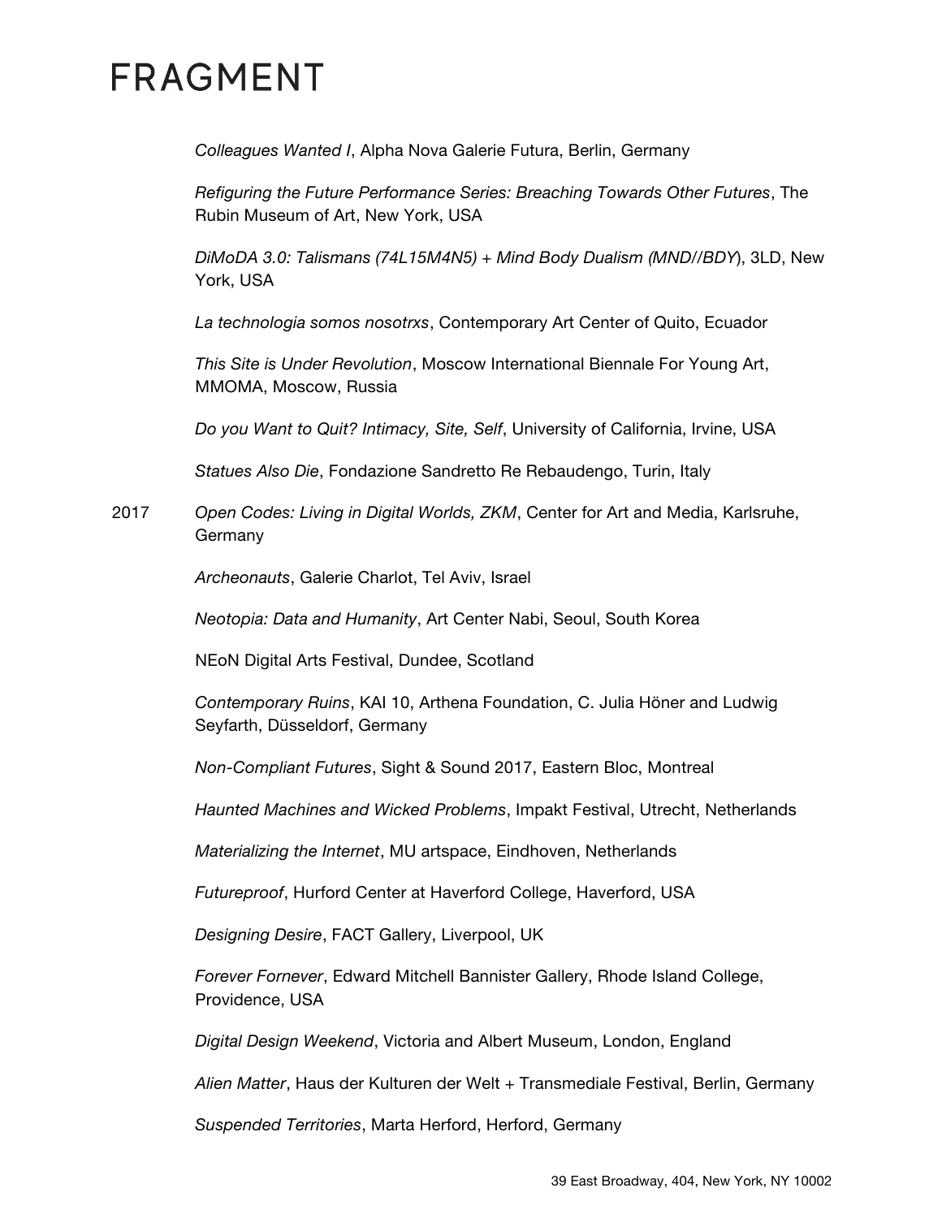*Colleagues Wanted I*, Alpha Nova Galerie Futura, Berlin, Germany

*Refiguring the Future Performance Series: Breaching Towards Other Futures*, The Rubin Museum of Art, New York, USA

*DiMoDA 3.0: Talismans (74L15M4N5) + Mind Body Dualism (MND//BDY*), 3LD, New York, USA

*La technologia somos nosotrxs*, Contemporary Art Center of Quito, Ecuador

*This Site is Under Revolution*, Moscow International Biennale For Young Art, MMOMA, Moscow, Russia

*Do you Want to Quit? Intimacy, Site, Self*, University of California, Irvine, USA

*Statues Also Die*, Fondazione Sandretto Re Rebaudengo, Turin, Italy

2017 *Open Codes: Living in Digital Worlds, ZKM*, Center for Art and Media, Karlsruhe, Germany

*Archeonauts*, Galerie Charlot, Tel Aviv, Israel

*Neotopia: Data and Humanity*, Art Center Nabi, Seoul, South Korea

NEoN Digital Arts Festival, Dundee, Scotland

*Contemporary Ruins*, KAI 10, Arthena Foundation, C. Julia Höner and Ludwig Seyfarth, Düsseldorf, Germany

*Non-Compliant Futures*, Sight & Sound 2017, Eastern Bloc, Montreal

*Haunted Machines and Wicked Problems*, Impakt Festival, Utrecht, Netherlands

*Materializing the Internet*, MU artspace, Eindhoven, Netherlands

*Futureproof*, Hurford Center at Haverford College, Haverford, USA

*Designing Desire*, FACT Gallery, Liverpool, UK

*Forever Fornever*, Edward Mitchell Bannister Gallery, Rhode Island College, Providence, USA

*Digital Design Weekend*, Victoria and Albert Museum, London, England

*Alien Matter*, Haus der Kulturen der Welt + Transmediale Festival, Berlin, Germany

*Suspended Territories*, Marta Herford, Herford, Germany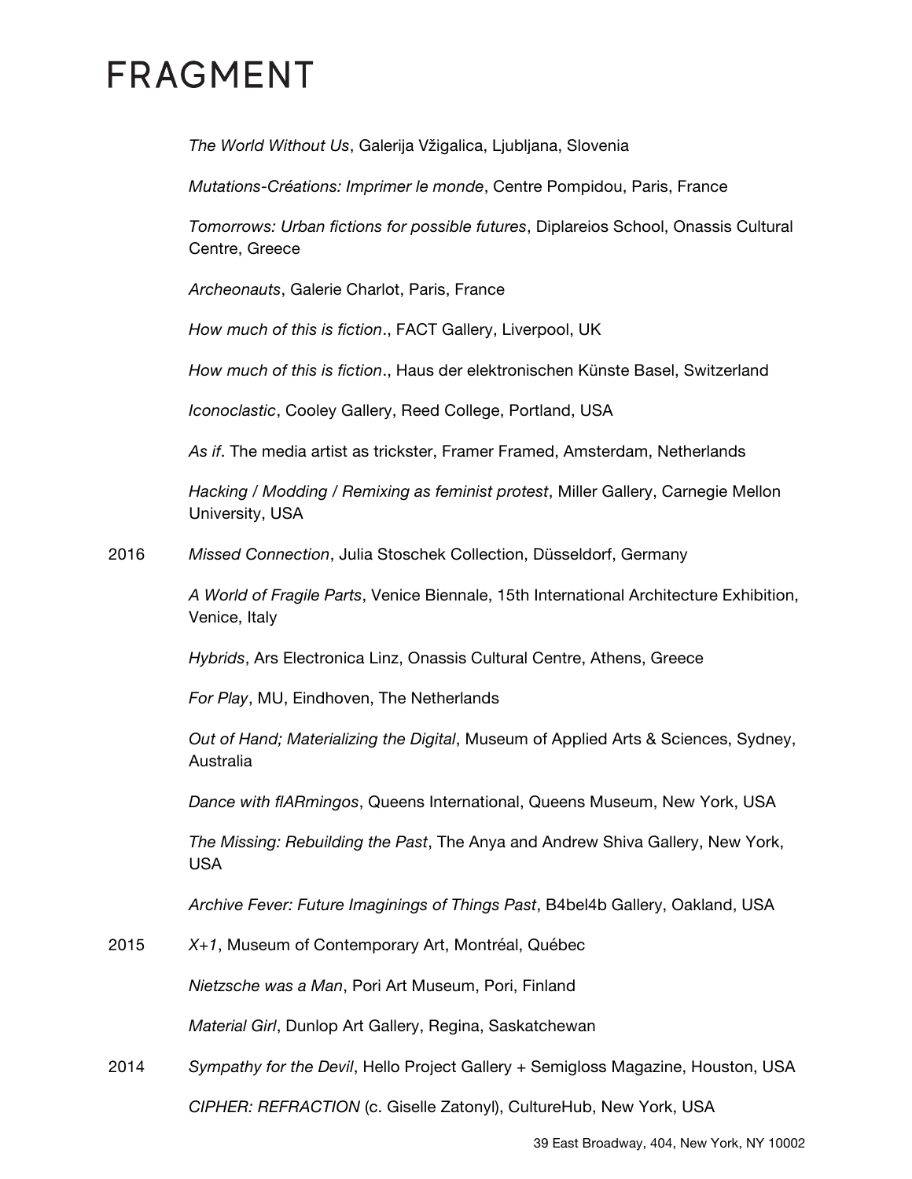*The World Without Us*, Galerija Vžigalica, Ljubljana, Slovenia

*Mutations-Créations: Imprimer le monde*, Centre Pompidou, Paris, France

*Tomorrows: Urban fictions for possible futures*, Diplareios School, Onassis Cultural Centre, Greece

*Archeonauts*, Galerie Charlot, Paris, France

*How much of this is fiction*., FACT Gallery, Liverpool, UK

*How much of this is fiction*., Haus der elektronischen Künste Basel, Switzerland

*Iconoclastic*, Cooley Gallery, Reed College, Portland, USA

*As if*. The media artist as trickster, Framer Framed, Amsterdam, Netherlands

*Hacking / Modding / Remixing as feminist protest*, Miller Gallery, Carnegie Mellon University, USA

2016 *Missed Connection*, Julia Stoschek Collection, Düsseldorf, Germany

*A World of Fragile Parts*, Venice Biennale, 15th International Architecture Exhibition, Venice, Italy

*Hybrids*, Ars Electronica Linz, Onassis Cultural Centre, Athens, Greece

*For Play*, MU, Eindhoven, The Netherlands

*Out of Hand; Materializing the Digital*, Museum of Applied Arts & Sciences, Sydney, Australia

*Dance with flARmingos*, Queens International, Queens Museum, New York, USA

*The Missing: Rebuilding the Past*, The Anya and Andrew Shiva Gallery, New York, USA

*Archive Fever: Future Imaginings of Things Past*, B4bel4b Gallery, Oakland, USA

2015 *X+1*, Museum of Contemporary Art, Montréal, Québec

*Nietzsche was a Man*, Pori Art Museum, Pori, Finland

*Material Girl*, Dunlop Art Gallery, Regina, Saskatchewan

2014 *Sympathy for the Devil*, Hello Project Gallery + Semigloss Magazine, Houston, USA

*CIPHER: REFRACTION* (c. Giselle Zatonyl), CultureHub, New York, USA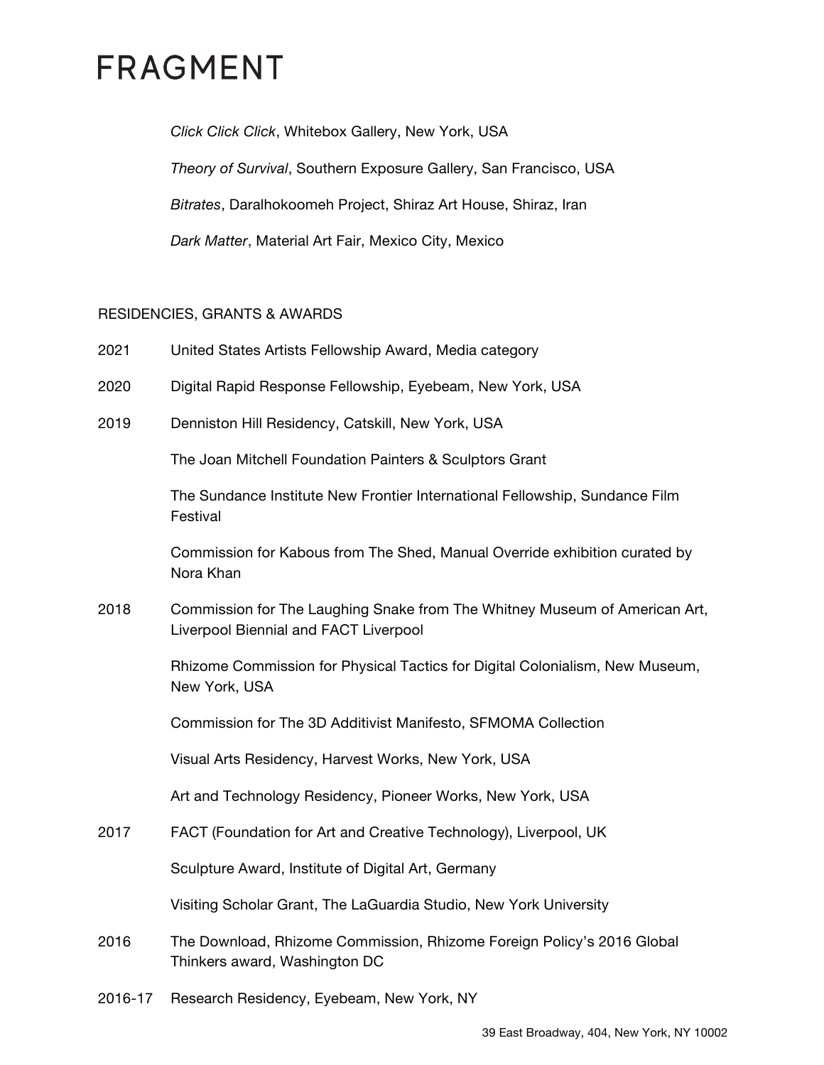*Click Click Click*, Whitebox Gallery, New York, USA

*Theory of Survival*, Southern Exposure Gallery, San Francisco, USA

*Bitrates*, Daralhokoomeh Project, Shiraz Art House, Shiraz, Iran

*Dark Matter*, Material Art Fair, Mexico City, Mexico

RESIDENCIES, GRANTS & AWARDS

2021 United States Artists Fellowship Award, Media category

2020 Digital Rapid Response Fellowship, Eyebeam, New York, USA

2019 Denniston Hill Residency, Catskill, New York, USA

The Joan Mitchell Foundation Painters & Sculptors Grant

The Sundance Institute New Frontier International Fellowship, Sundance Film Festival

Commission for Kabous from The Shed, Manual Override exhibition curated by Nora Khan

2018 Commission for The Laughing Snake from The Whitney Museum of American Art, Liverpool Biennial and FACT Liverpool

Rhizome Commission for Physical Tactics for Digital Colonialism, New Museum, New York, USA

Commission for The 3D Additivist Manifesto, SFMOMA Collection

Visual Arts Residency, Harvest Works, New York, USA

Art and Technology Residency, Pioneer Works, New York, USA

2017 FACT (Foundation for Art and Creative Technology), Liverpool, UK

Sculpture Award, Institute of Digital Art, Germany

Visiting Scholar Grant, The LaGuardia Studio, New York University

2016 The Download, Rhizome Commission, Rhizome Foreign Policy's 2016 Global Thinkers award, Washington DC

2016-17 Research Residency, Eyebeam, New York, NY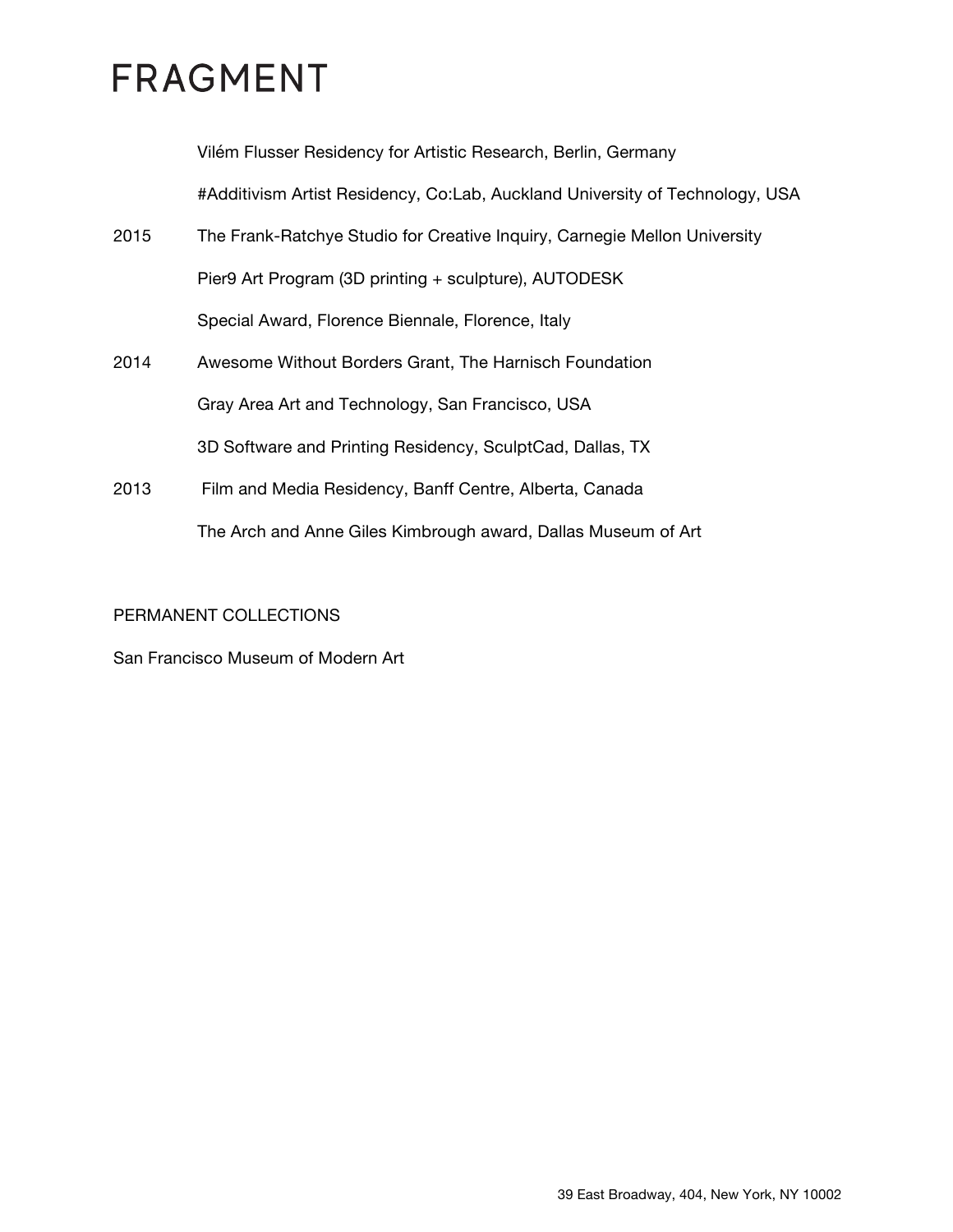Vilém Flusser Residency for Artistic Research, Berlin, Germany

#Additivism Artist Residency, Co:Lab, Auckland University of Technology, USA

2015 The Frank-Ratchye Studio for Creative Inquiry, Carnegie Mellon University

Pier9 Art Program (3D printing + sculpture), AUTODESK

Special Award, Florence Biennale, Florence, Italy

2014 Awesome Without Borders Grant, The Harnisch Foundation

Gray Area Art and Technology, San Francisco, USA

3D Software and Printing Residency, SculptCad, Dallas, TX

2013 Film and Media Residency, Banff Centre, Alberta, Canada

The Arch and Anne Giles Kimbrough award, Dallas Museum of Art

PERMANENT COLLECTIONS

San Francisco Museum of Modern Art